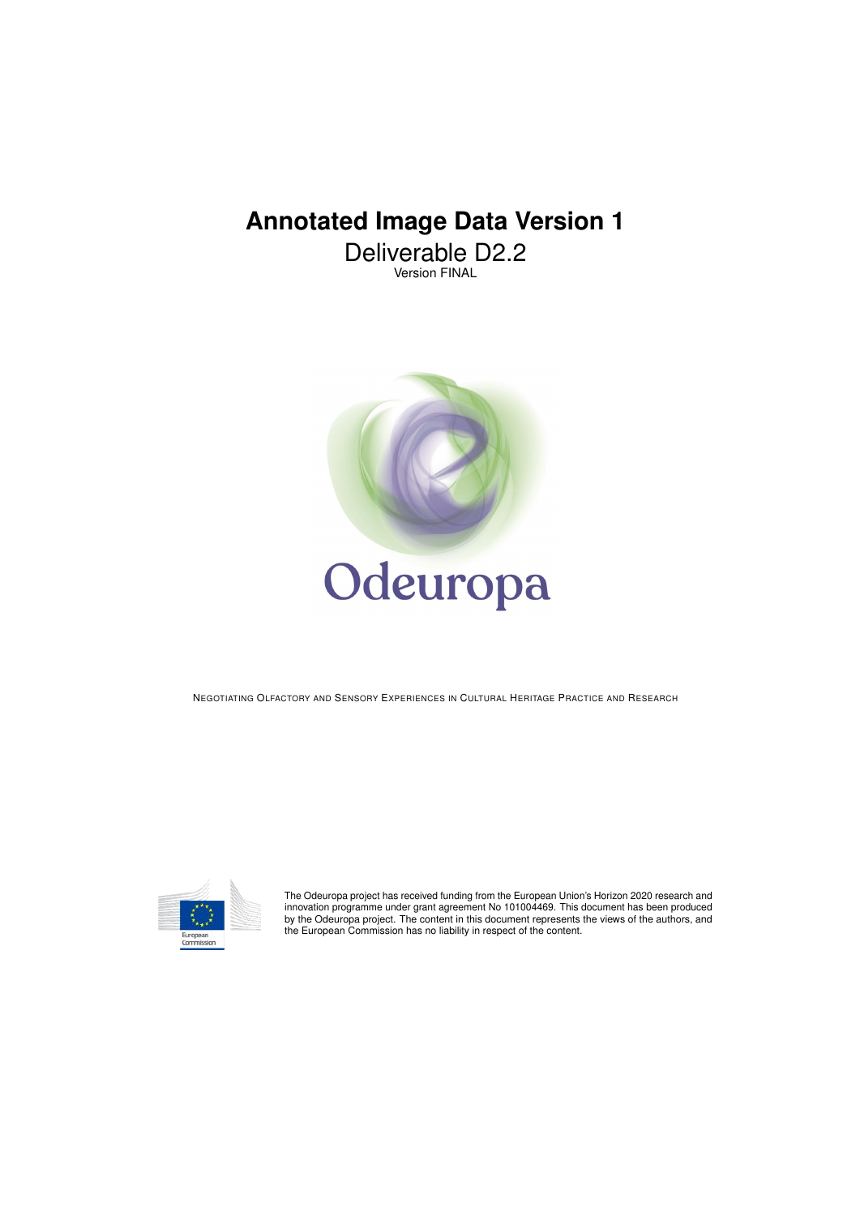# Annotated Image Data Version 1

Deliverable D2.2

Version FINAL

Odeuropa

NEGOTIATING OLFACTORY AND SENSORY EXPERIENCES IN CULTURAL HERITAGE PRACTICE AND RESEARCH

European Commission

The Odeuropa project has received funding from the European Union's Horizon 2020 research and innovation programme under grant agreement No 101004469. This document has been produced by the Odeuropa project. The content in this document represents the views of the authors, and the European Commission has no liability in respect of the content.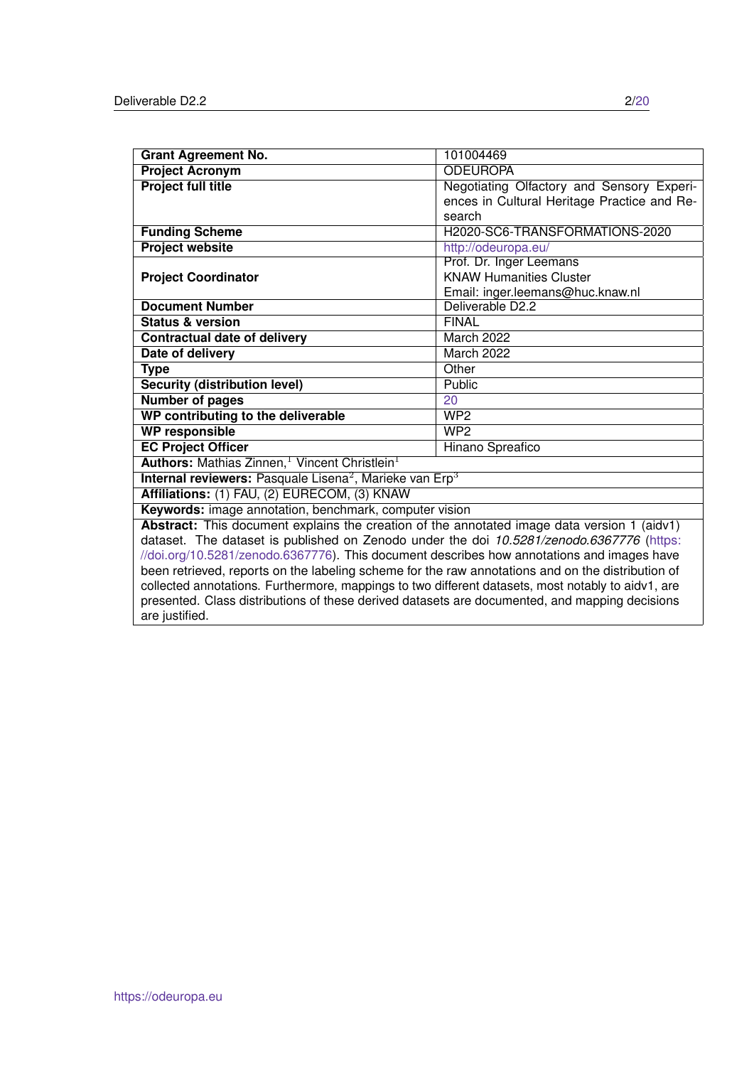| | |
|---|---|
| **Grant Agreement No.** | 101004469 |
| **Project Acronym** | ODEUROPA |
| **Project full title** | Negotiating Olfactory and Sensory Experiences in Cultural Heritage Practice and Research |
| **Funding Scheme** | H2020-SC6-TRANSFORMATIONS-2020 |
| **Project website** | http://odeuropa.eu/ |
| **Project Coordinator** | Prof. Dr. Inger Leemans<br>KNAW Humanities Cluster<br>Email: inger.leemans@huc.knaw.nl |
| **Document Number** | Deliverable D2.2 |
| **Status & version** | FINAL |
| **Contractual date of delivery** | March 2022 |
| **Date of delivery** | March 2022 |
| **Type** | Other |
| **Security (distribution level)** | Public |
| **Number of pages** | 20 |
| **WP contributing to the deliverable** | WP2 |
| **WP responsible** | WP2 |
| **EC Project Officer** | Hinano Spreafico |

**Authors:** Mathias Zinnen,[1] Vincent Christlein[1]

**Internal reviewers:** Pasquale Lisena[2], Marieke van Erp[3]

**Affiliations:** (1) FAU, (2) EURECOM, (3) KNAW

**Keywords:** image annotation, benchmark, computer vision

**Abstract:** This document explains the creation of the annotated image data version 1 (aidv1) dataset. The dataset is published on Zenodo under the doi *10.5281/zenodo.6367776* (https://doi.org/10.5281/zenodo.6367776). This document describes how annotations and images have been retrieved, reports on the labeling scheme for the raw annotations and on the distribution of collected annotations. Furthermore, mappings to two different datasets, most notably to aidv1, are presented. Class distributions of these derived datasets are documented, and mapping decisions are justified.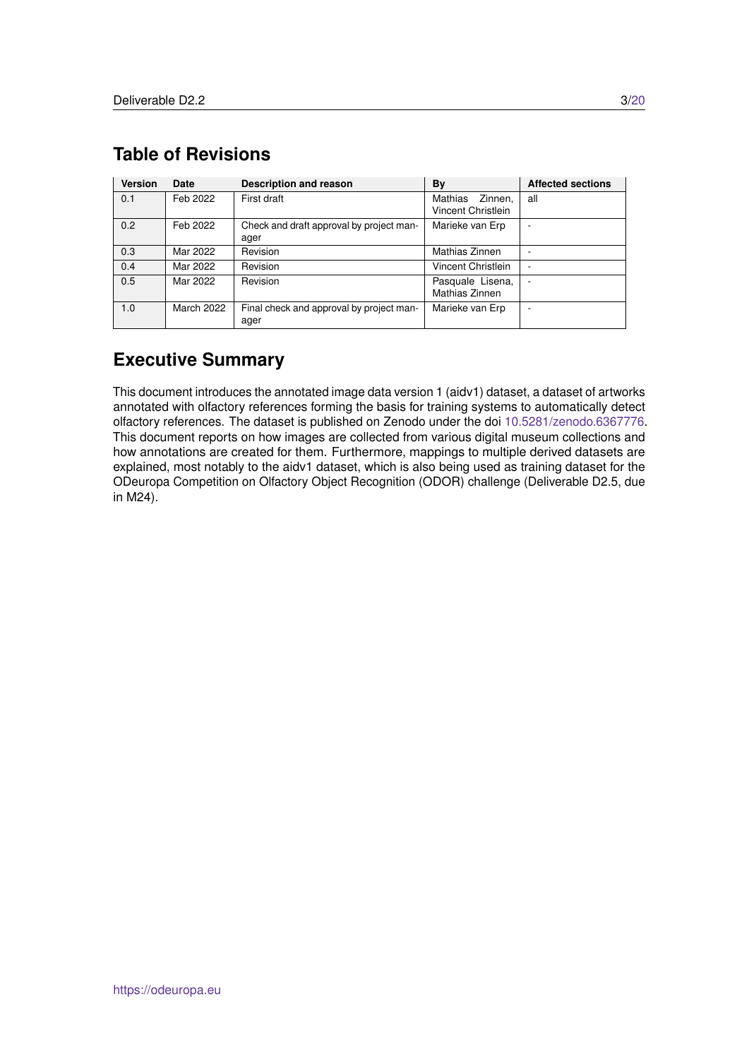## Table of Revisions

| Version | Date | Description and reason | By | Affected sections |
|---|---|---|---|---|
| 0.1 | Feb 2022 | First draft | Mathias Zinnen, Vincent Christlein | all |
| 0.2 | Feb 2022 | Check and draft approval by project manager | Marieke van Erp | - |
| 0.3 | Mar 2022 | Revision | Mathias Zinnen | - |
| 0.4 | Mar 2022 | Revision | Vincent Christlein | - |
| 0.5 | Mar 2022 | Revision | Pasquale Lisena, Mathias Zinnen | - |
| 1.0 | March 2022 | Final check and approval by project manager | Marieke van Erp | - |

## Executive Summary

This document introduces the annotated image data version 1 (aidv1) dataset, a dataset of artworks annotated with olfactory references forming the basis for training systems to automatically detect olfactory references. The dataset is published on Zenodo under the doi 10.5281/zenodo.6367776. This document reports on how images are collected from various digital museum collections and how annotations are created for them. Furthermore, mappings to multiple derived datasets are explained, most notably to the aidv1 dataset, which is also being used as training dataset for the ODeuropa Competition on Olfactory Object Recognition (ODOR) challenge (Deliverable D2.5, due in M24).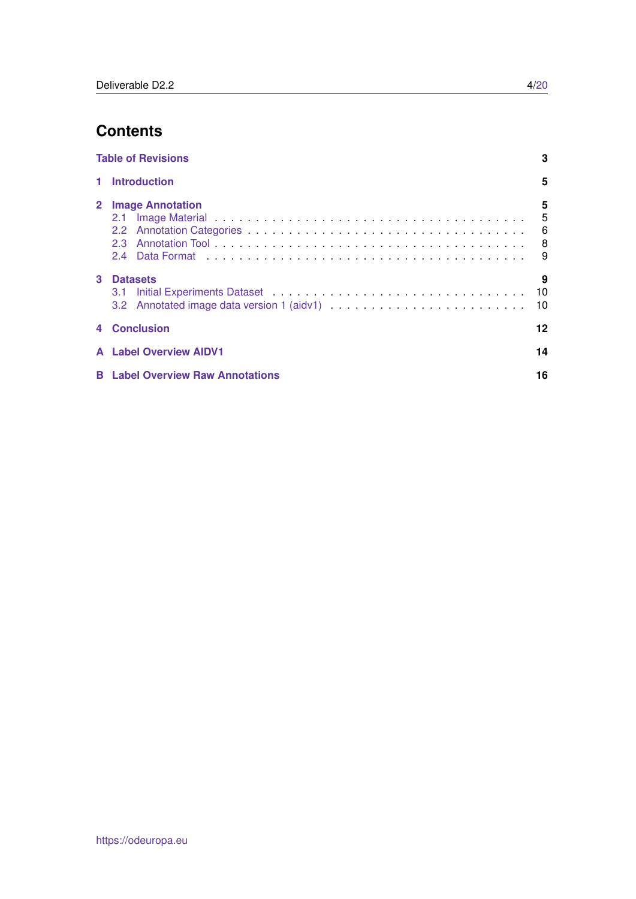# Contents

**Table of Revisions** **3**

**1 Introduction** **5**

**2 Image Annotation** **5**
- 2.1 Image Material . . . . . . . . . . . . . . . . . . . . . . . . . . . . . . . . . . 5
- 2.2 Annotation Categories . . . . . . . . . . . . . . . . . . . . . . . . . . . . . . 6
- 2.3 Annotation Tool . . . . . . . . . . . . . . . . . . . . . . . . . . . . . . . . . 8
- 2.4 Data Format . . . . . . . . . . . . . . . . . . . . . . . . . . . . . . . . . . . 9

**3 Datasets** **9**
- 3.1 Initial Experiments Dataset . . . . . . . . . . . . . . . . . . . . . . . . . . . 10
- 3.2 Annotated image data version 1 (aidv1) . . . . . . . . . . . . . . . . . . . . 10

**4 Conclusion** **12**

**A Label Overview AIDV1** **14**

**B Label Overview Raw Annotations** **16**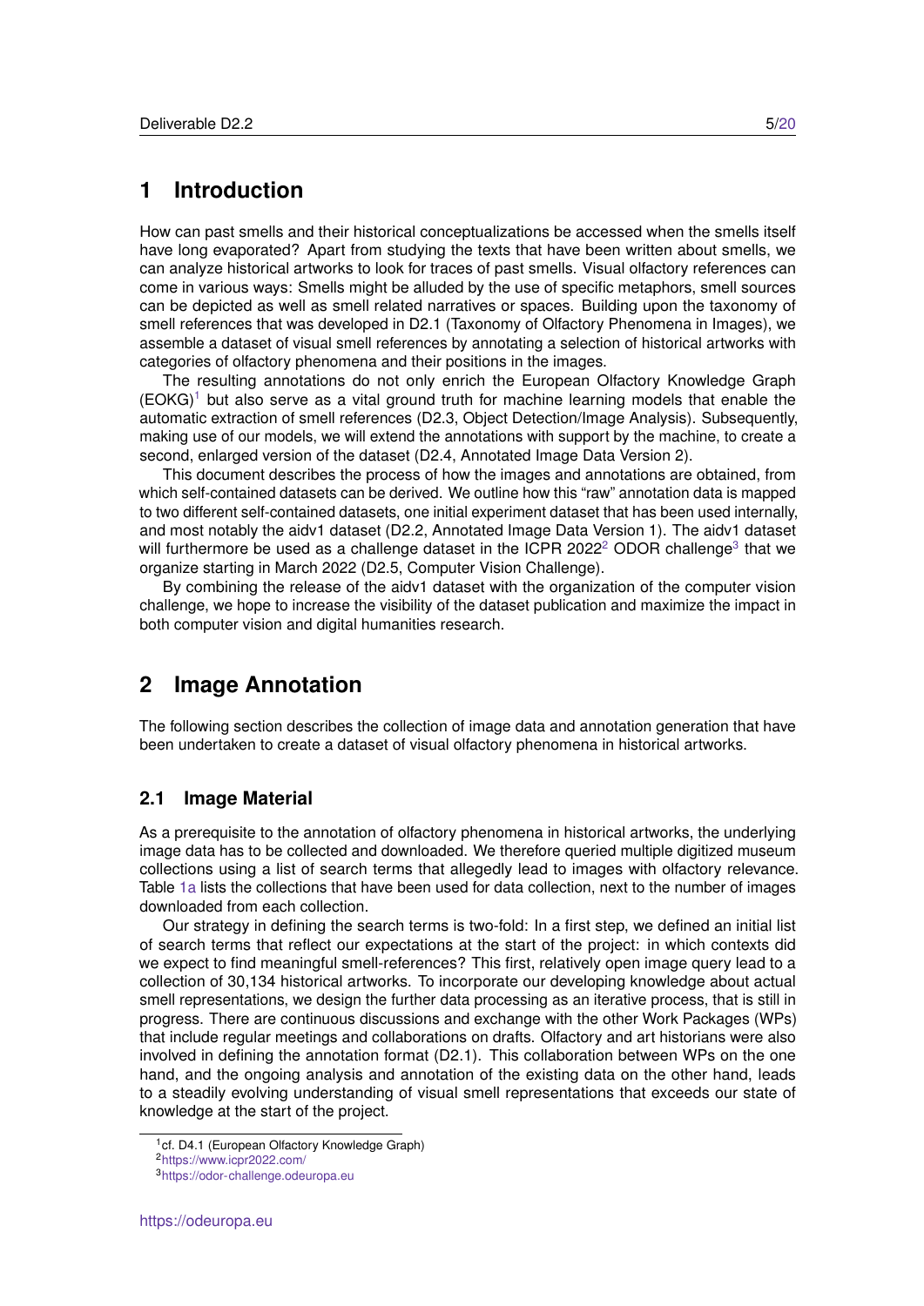// Thinking omitted; transcription retained.
# 1 Introduction

How can past smells and their historical conceptualizations be accessed when the smells itself have long evaporated? Apart from studying the texts that have been written about smells, we can analyze historical artworks to look for traces of past smells. Visual olfactory references can come in various ways: Smells might be alluded by the use of specific metaphors, smell sources can be depicted as well as smell related narratives or spaces. Building upon the taxonomy of smell references that was developed in D2.1 (Taxonomy of Olfactory Phenomena in Images), we assemble a dataset of visual smell references by annotating a selection of historical artworks with categories of olfactory phenomena and their positions in the images.

The resulting annotations do not only enrich the European Olfactory Knowledge Graph (EOKG)[1] but also serve as a vital ground truth for machine learning models that enable the automatic extraction of smell references (D2.3, Object Detection/Image Analysis). Subsequently, making use of our models, we will extend the annotations with support by the machine, to create a second, enlarged version of the dataset (D2.4, Annotated Image Data Version 2).

This document describes the process of how the images and annotations are obtained, from which self-contained datasets can be derived. We outline how this "raw" annotation data is mapped to two different self-contained datasets, one initial experiment dataset that has been used internally, and most notably the aidv1 dataset (D2.2, Annotated Image Data Version 1). The aidv1 dataset will furthermore be used as a challenge dataset in the ICPR 2022[2] ODOR challenge[3] that we organize starting in March 2022 (D2.5, Computer Vision Challenge).

By combining the release of the aidv1 dataset with the organization of the computer vision challenge, we hope to increase the visibility of the dataset publication and maximize the impact in both computer vision and digital humanities research.

# 2 Image Annotation

The following section describes the collection of image data and annotation generation that have been undertaken to create a dataset of visual olfactory phenomena in historical artworks.

## 2.1 Image Material

As a prerequisite to the annotation of olfactory phenomena in historical artworks, the underlying image data has to be collected and downloaded. We therefore queried multiple digitized museum collections using a list of search terms that allegedly lead to images with olfactory relevance. Table 1a lists the collections that have been used for data collection, next to the number of images downloaded from each collection.

Our strategy in defining the search terms is two-fold: In a first step, we defined an initial list of search terms that reflect our expectations at the start of the project: in which contexts did we expect to find meaningful smell-references? This first, relatively open image query lead to a collection of 30,134 historical artworks. To incorporate our developing knowledge about actual smell representations, we design the further data processing as an iterative process, that is still in progress. There are continuous discussions and exchange with the other Work Packages (WPs) that include regular meetings and collaborations on drafts. Olfactory and art historians were also involved in defining the annotation format (D2.1). This collaboration between WPs on the one hand, and the ongoing analysis and annotation of the existing data on the other hand, leads to a steadily evolving understanding of visual smell representations that exceeds our state of knowledge at the start of the project.

[1] cf. D4.1 (European Olfactory Knowledge Graph)

[2] https://www.icpr2022.com/

[3] https://odor-challenge.odeuropa.eu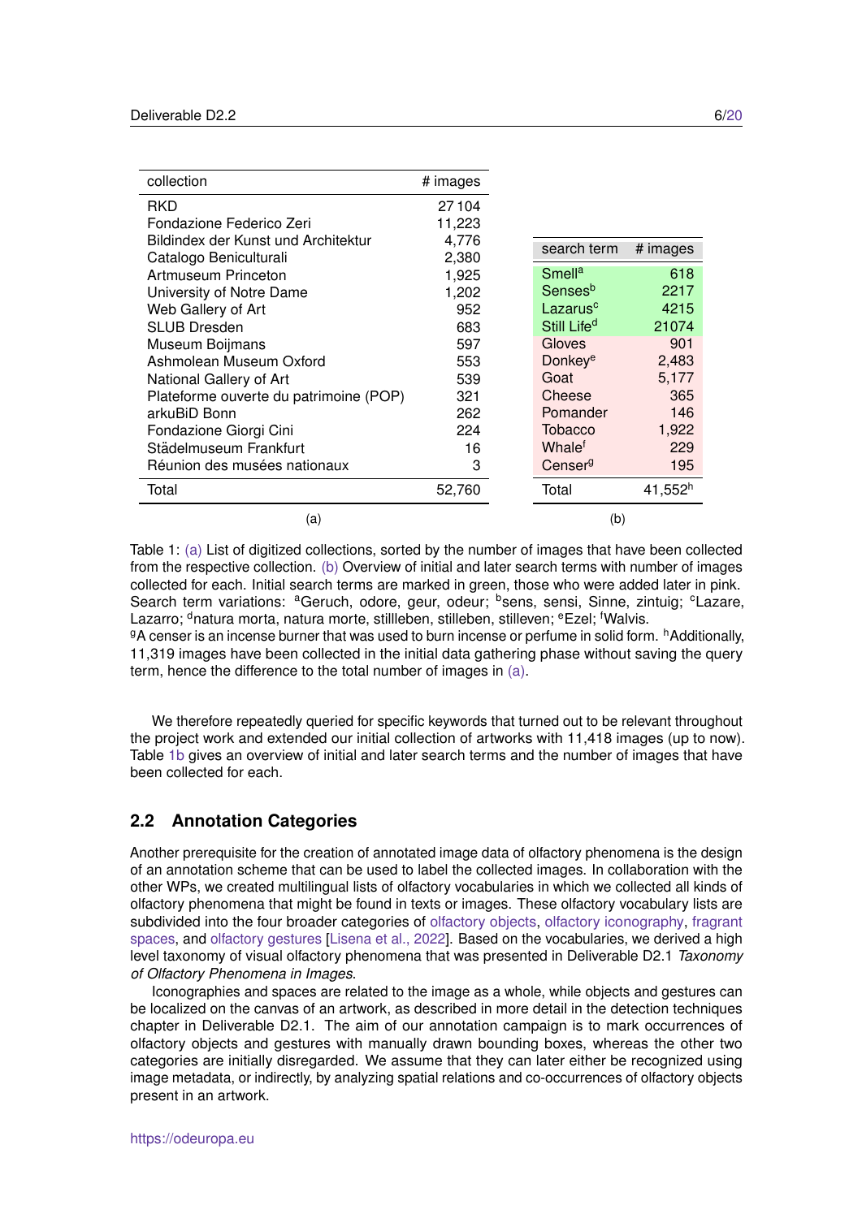| collection | # images |
|---|---|
| RKD | 27 104 |
| Fondazione Federico Zeri | 11,223 |
| Bildindex der Kunst und Architektur | 4,776 |
| Catalogo Beniculturali | 2,380 |
| Artmuseum Princeton | 1,925 |
| University of Notre Dame | 1,202 |
| Web Gallery of Art | 952 |
| SLUB Dresden | 683 |
| Museum Boijmans | 597 |
| Ashmolean Museum Oxford | 553 |
| National Gallery of Art | 539 |
| Plateforme ouverte du patrimoine (POP) | 321 |
| arkuBiD Bonn | 262 |
| Fondazione Giorgi Cini | 224 |
| Städelmuseum Frankfurt | 16 |
| Réunion des musées nationaux | 3 |
| Total | 52,760 |

(a)

| search term | # images |
|---|---|
| Smell[a] | 618 |
| Senses[b] | 2217 |
| Lazarus[c] | 4215 |
| Still Life[d] | 21074 |
| Gloves | 901 |
| Donkey[e] | 2,483 |
| Goat | 5,177 |
| Cheese | 365 |
| Pomander | 146 |
| Tobacco | 1,922 |
| Whale[f] | 229 |
| Censer[g] | 195 |
| Total | 41,552[h] |

(b)

Table 1: (a) List of digitized collections, sorted by the number of images that have been collected from the respective collection. (b) Overview of initial and later search terms with number of images collected for each. Initial search terms are marked in green, those who were added later in pink. Search term variations: [a]Geruch, odore, geur, odeur; [b]sens, sensi, Sinne, zintuig; [c]Lazare, Lazarro; [d]natura morta, natura morte, stillleben, stilleben, stilleven; [e]Ezel; [f]Walvis. [g]A censer is an incense burner that was used to burn incense or perfume in solid form. [h]Additionally, 11,319 images have been collected in the initial data gathering phase without saving the query term, hence the difference to the total number of images in (a).

We therefore repeatedly queried for specific keywords that turned out to be relevant throughout the project work and extended our initial collection of artworks with 11,418 images (up to now). Table 1b gives an overview of initial and later search terms and the number of images that have been collected for each.

## 2.2 Annotation Categories

Another prerequisite for the creation of annotated image data of olfactory phenomena is the design of an annotation scheme that can be used to label the collected images. In collaboration with the other WPs, we created multilingual lists of olfactory vocabularies in which we collected all kinds of olfactory phenomena that might be found in texts or images. These olfactory vocabulary lists are subdivided into the four broader categories of olfactory objects, olfactory iconography, fragrant spaces, and olfactory gestures [Lisena et al., 2022]. Based on the vocabularies, we derived a high level taxonomy of visual olfactory phenomena that was presented in Deliverable D2.1 *Taxonomy of Olfactory Phenomena in Images*.

Iconographies and spaces are related to the image as a whole, while objects and gestures can be localized on the canvas of an artwork, as described in more detail in the detection techniques chapter in Deliverable D2.1. The aim of our annotation campaign is to mark occurrences of olfactory objects and gestures with manually drawn bounding boxes, whereas the other two categories are initially disregarded. We assume that they can later either be recognized using image metadata, or indirectly, by analyzing spatial relations and co-occurrences of olfactory objects present in an artwork.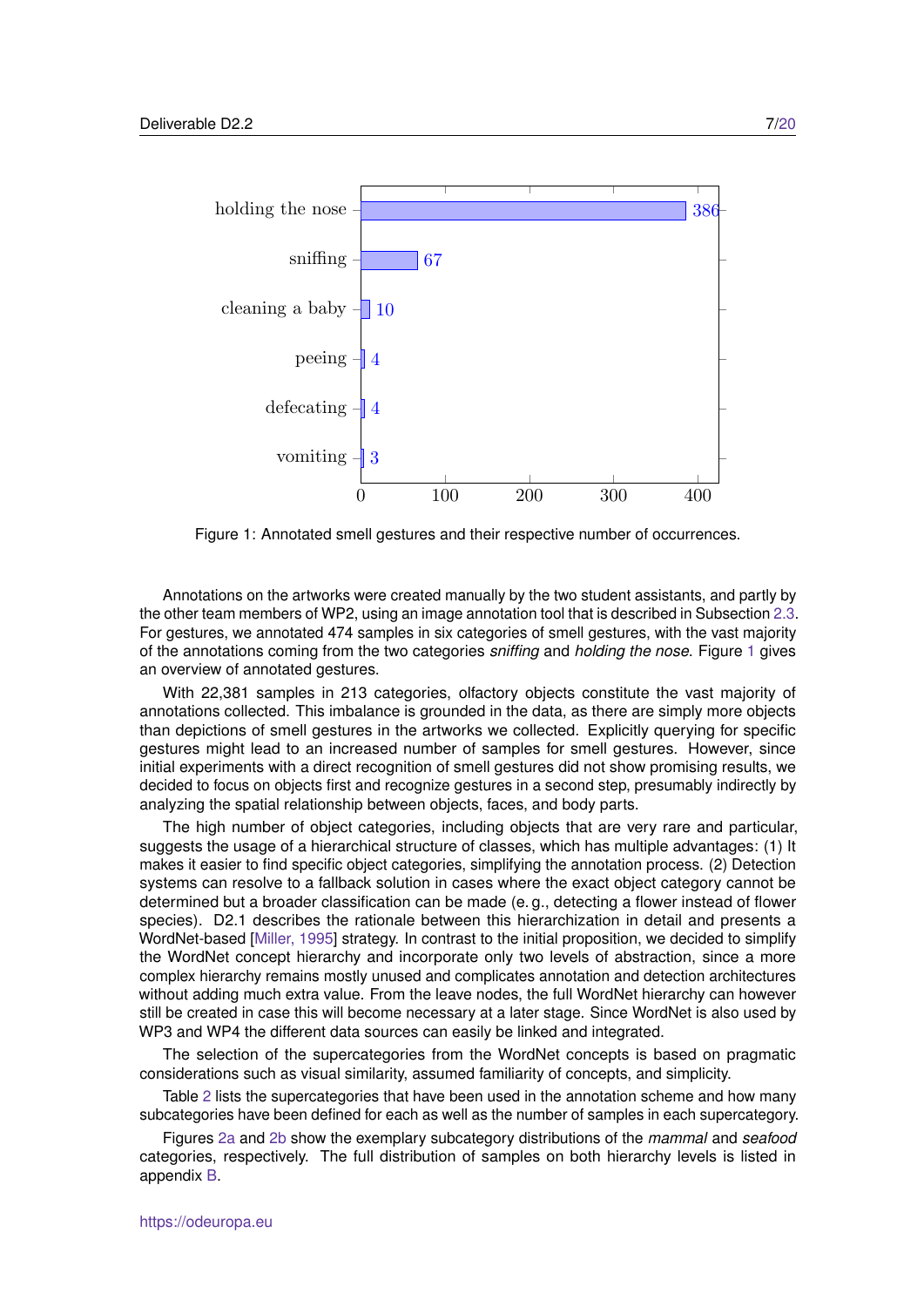Figure 1: Annotated smell gestures and their respective number of occurrences.

Annotations on the artworks were created manually by the two student assistants, and partly by the other team members of WP2, using an image annotation tool that is described in Subsection 2.3. For gestures, we annotated 474 samples in six categories of smell gestures, with the vast majority of the annotations coming from the two categories *sniffing* and *holding the nose*. Figure 1 gives an overview of annotated gestures.

With 22,381 samples in 213 categories, olfactory objects constitute the vast majority of annotations collected. This imbalance is grounded in the data, as there are simply more objects than depictions of smell gestures in the artworks we collected. Explicitly querying for specific gestures might lead to an increased number of samples for smell gestures. However, since initial experiments with a direct recognition of smell gestures did not show promising results, we decided to focus on objects first and recognize gestures in a second step, presumably indirectly by analyzing the spatial relationship between objects, faces, and body parts.

The high number of object categories, including objects that are very rare and particular, suggests the usage of a hierarchical structure of classes, which has multiple advantages: (1) It makes it easier to find specific object categories, simplifying the annotation process. (2) Detection systems can resolve to a fallback solution in cases where the exact object category cannot be determined but a broader classification can be made (e. g., detecting a flower instead of flower species). D2.1 describes the rationale between this hierarchization in detail and presents a WordNet-based [Miller, 1995] strategy. In contrast to the initial proposition, we decided to simplify the WordNet concept hierarchy and incorporate only two levels of abstraction, since a more complex hierarchy remains mostly unused and complicates annotation and detection architectures without adding much extra value. From the leave nodes, the full WordNet hierarchy can however still be created in case this will become necessary at a later stage. Since WordNet is also used by WP3 and WP4 the different data sources can easily be linked and integrated.

The selection of the supercategories from the WordNet concepts is based on pragmatic considerations such as visual similarity, assumed familiarity of concepts, and simplicity.

Table 2 lists the supercategories that have been used in the annotation scheme and how many subcategories have been defined for each as well as the number of samples in each supercategory.

Figures 2a and 2b show the exemplary subcategory distributions of the *mammal* and *seafood* categories, respectively. The full distribution of samples on both hierarchy levels is listed in appendix B.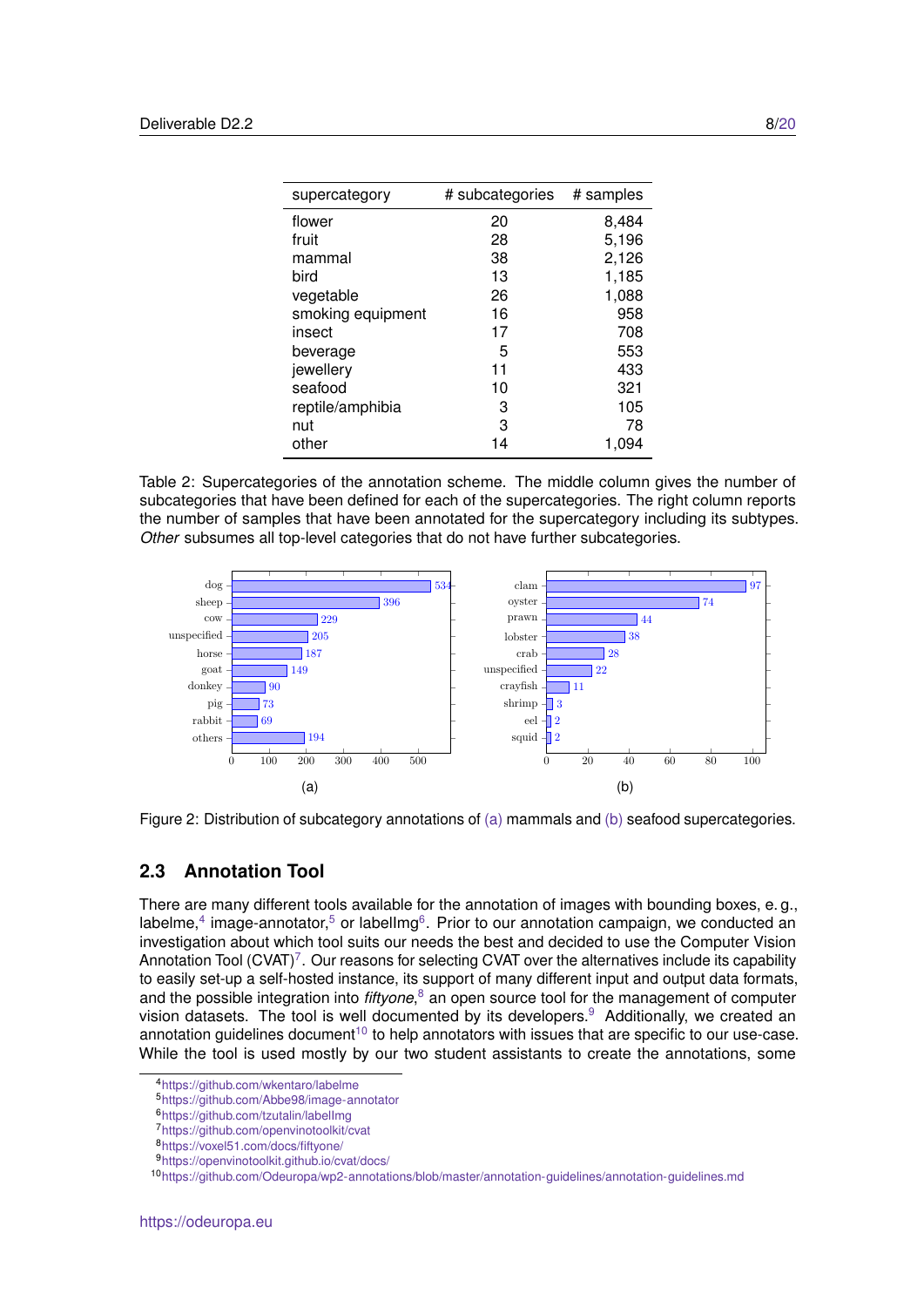| supercategory | # subcategories | # samples |
|---|---|---|
| flower | 20 | 8,484 |
| fruit | 28 | 5,196 |
| mammal | 38 | 2,126 |
| bird | 13 | 1,185 |
| vegetable | 26 | 1,088 |
| smoking equipment | 16 | 958 |
| insect | 17 | 708 |
| beverage | 5 | 553 |
| jewellery | 11 | 433 |
| seafood | 10 | 321 |
| reptile/amphibia | 3 | 105 |
| nut | 3 | 78 |
| other | 14 | 1,094 |

Table 2: Supercategories of the annotation scheme. The middle column gives the number of subcategories that have been defined for each of the supercategories. The right column reports the number of samples that have been annotated for the supercategory including its subtypes. *Other* subsumes all top-level categories that do not have further subcategories.

| (a) mammals | count |
|---|---|
| dog | 534 |
| sheep | 396 |
| cow | 229 |
| unspecified | 205 |
| horse | 187 |
| goat | 149 |
| donkey | 90 |
| pig | 73 |
| rabbit | 69 |
| others | 194 |

| (b) seafood | count |
|---|---|
| clam | 97 |
| oyster | 74 |
| prawn | 44 |
| lobster | 38 |
| crab | 28 |
| unspecified | 22 |
| crayfish | 11 |
| shrimp | 3 |
| eel | 2 |
| squid | 2 |

Figure 2: Distribution of subcategory annotations of (a) mammals and (b) seafood supercategories.

## 2.3 Annotation Tool

There are many different tools available for the annotation of images with bounding boxes, e. g., labelme,[4] image-annotator,[5] or labelImg[6]. Prior to our annotation campaign, we conducted an investigation about which tool suits our needs the best and decided to use the Computer Vision Annotation Tool (CVAT)[7]. Our reasons for selecting CVAT over the alternatives include its capability to easily set-up a self-hosted instance, its support of many different input and output data formats, and the possible integration into *fiftyone*,[8] an open source tool for the management of computer vision datasets. The tool is well documented by its developers.[9] Additionally, we created an annotation guidelines document[10] to help annotators with issues that are specific to our use-case. While the tool is used mostly by our two student assistants to create the annotations, some

[4] https://github.com/wkentaro/labelme
[5] https://github.com/Abbe98/image-annotator
[6] https://github.com/tzutalin/labelImg
[7] https://github.com/openvinotoolkit/cvat
[8] https://voxel51.com/docs/fiftyone/
[9] https://openvinotoolkit.github.io/cvat/docs/
[10] https://github.com/Odeuropa/wp2-annotations/blob/master/annotation-guidelines/annotation-guidelines.md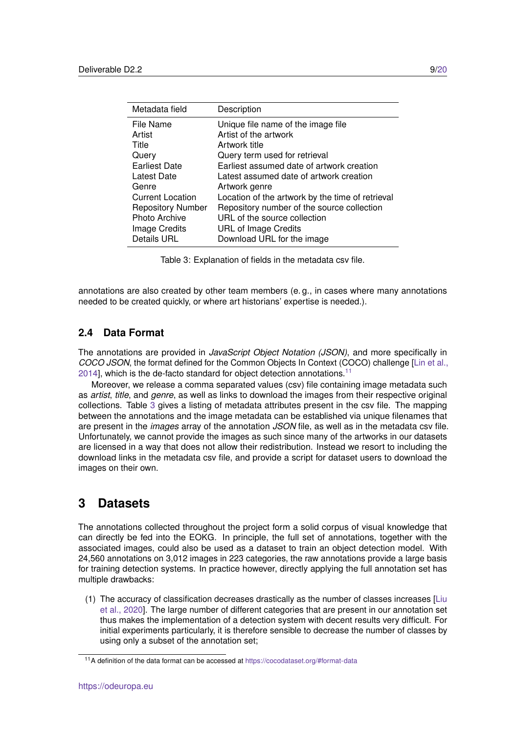| Metadata field | Description |
|---|---|
| File Name | Unique file name of the image file |
| Artist | Artist of the artwork |
| Title | Artwork title |
| Query | Query term used for retrieval |
| Earliest Date | Earliest assumed date of artwork creation |
| Latest Date | Latest assumed date of artwork creation |
| Genre | Artwork genre |
| Current Location | Location of the artwork by the time of retrieval |
| Repository Number | Repository number of the source collection |
| Photo Archive | URL of the source collection |
| Image Credits | URL of Image Credits |
| Details URL | Download URL for the image |

Table 3: Explanation of fields in the metadata csv file.

annotations are also created by other team members (e. g., in cases where many annotations needed to be created quickly, or where art historians' expertise is needed.).

### 2.4 Data Format

The annotations are provided in *JavaScript Object Notation (JSON)*, and more specifically in *COCO JSON*, the format defined for the Common Objects In Context (COCO) challenge [Lin et al., 2014], which is the de-facto standard for object detection annotations.[11]

Moreover, we release a comma separated values (csv) file containing image metadata such as *artist*, *title*, and *genre*, as well as links to download the images from their respective original collections. Table 3 gives a listing of metadata attributes present in the csv file. The mapping between the annotations and the image metadata can be established via unique filenames that are present in the *images* array of the annotation *JSON* file, as well as in the metadata csv file. Unfortunately, we cannot provide the images as such since many of the artworks in our datasets are licensed in a way that does not allow their redistribution. Instead we resort to including the download links in the metadata csv file, and provide a script for dataset users to download the images on their own.

## 3 Datasets

The annotations collected throughout the project form a solid corpus of visual knowledge that can directly be fed into the EOKG. In principle, the full set of annotations, together with the associated images, could also be used as a dataset to train an object detection model. With 24,560 annotations on 3,012 images in 223 categories, the raw annotations provide a large basis for training detection systems. In practice however, directly applying the full annotation set has multiple drawbacks:

(1) The accuracy of classification decreases drastically as the number of classes increases [Liu et al., 2020]. The large number of different categories that are present in our annotation set thus makes the implementation of a detection system with decent results very difficult. For initial experiments particularly, it is therefore sensible to decrease the number of classes by using only a subset of the annotation set;

[11] A definition of the data format can be accessed at https://cocodataset.org/#format-data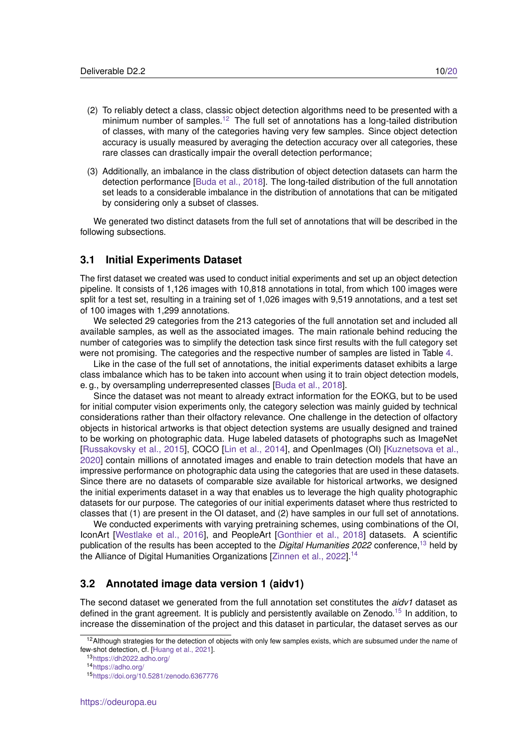(2) To reliably detect a class, classic object detection algorithms need to be presented with a minimum number of samples.[12] The full set of annotations has a long-tailed distribution of classes, with many of the categories having very few samples. Since object detection accuracy is usually measured by averaging the detection accuracy over all categories, these rare classes can drastically impair the overall detection performance;

(3) Additionally, an imbalance in the class distribution of object detection datasets can harm the detection performance [Buda et al., 2018]. The long-tailed distribution of the full annotation set leads to a considerable imbalance in the distribution of annotations that can be mitigated by considering only a subset of classes.

We generated two distinct datasets from the full set of annotations that will be described in the following subsections.

## 3.1 Initial Experiments Dataset

The first dataset we created was used to conduct initial experiments and set up an object detection pipeline. It consists of 1,126 images with 10,818 annotations in total, from which 100 images were split for a test set, resulting in a training set of 1,026 images with 9,519 annotations, and a test set of 100 images with 1,299 annotations.

We selected 29 categories from the 213 categories of the full annotation set and included all available samples, as well as the associated images. The main rationale behind reducing the number of categories was to simplify the detection task since first results with the full category set were not promising. The categories and the respective number of samples are listed in Table 4.

Like in the case of the full set of annotations, the initial experiments dataset exhibits a large class imbalance which has to be taken into account when using it to train object detection models, e. g., by oversampling underrepresented classes [Buda et al., 2018].

Since the dataset was not meant to already extract information for the EOKG, but to be used for initial computer vision experiments only, the category selection was mainly guided by technical considerations rather than their olfactory relevance. One challenge in the detection of olfactory objects in historical artworks is that object detection systems are usually designed and trained to be working on photographic data. Huge labeled datasets of photographs such as ImageNet [Russakovsky et al., 2015], COCO [Lin et al., 2014], and OpenImages (OI) [Kuznetsova et al., 2020] contain millions of annotated images and enable to train detection models that have an impressive performance on photographic data using the categories that are used in these datasets. Since there are no datasets of comparable size available for historical artworks, we designed the initial experiments dataset in a way that enables us to leverage the high quality photographic datasets for our purpose. The categories of our initial experiments dataset where thus restricted to classes that (1) are present in the OI dataset, and (2) have samples in our full set of annotations.

We conducted experiments with varying pretraining schemes, using combinations of the OI, IconArt [Westlake et al., 2016], and PeopleArt [Gonthier et al., 2018] datasets. A scientific publication of the results has been accepted to the *Digital Humanities 2022* conference,[13] held by the Alliance of Digital Humanities Organizations [Zinnen et al., 2022].[14]

## 3.2 Annotated image data version 1 (aidv1)

The second dataset we generated from the full annotation set constitutes the *aidv1* dataset as defined in the grant agreement. It is publicly and persistently available on Zenodo.[15] In addition, to increase the dissemination of the project and this dataset in particular, the dataset serves as our

[12] Although strategies for the detection of objects with only few samples exists, which are subsumed under the name of few-shot detection, cf. [Huang et al., 2021].

[13] https://dh2022.adho.org/

[14] https://adho.org/

[15] https://doi.org/10.5281/zenodo.6367776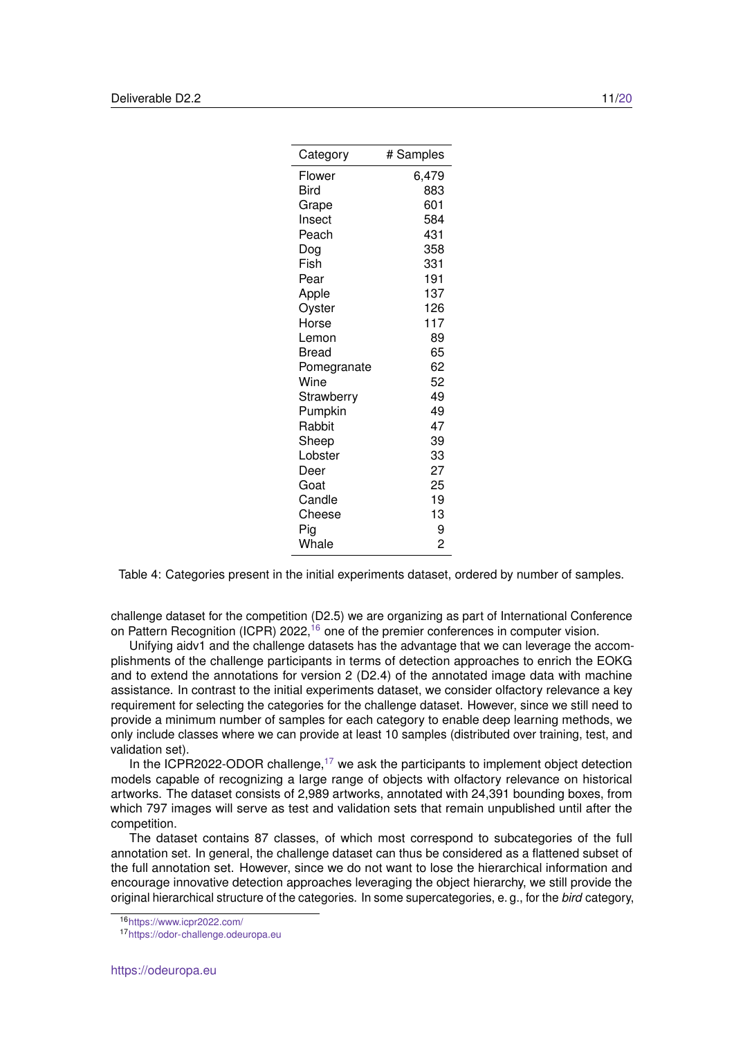| Category | # Samples |
|---|---|
| Flower | 6,479 |
| Bird | 883 |
| Grape | 601 |
| Insect | 584 |
| Peach | 431 |
| Dog | 358 |
| Fish | 331 |
| Pear | 191 |
| Apple | 137 |
| Oyster | 126 |
| Horse | 117 |
| Lemon | 89 |
| Bread | 65 |
| Pomegranate | 62 |
| Wine | 52 |
| Strawberry | 49 |
| Pumpkin | 49 |
| Rabbit | 47 |
| Sheep | 39 |
| Lobster | 33 |
| Deer | 27 |
| Goat | 25 |
| Candle | 19 |
| Cheese | 13 |
| Pig | 9 |
| Whale | 2 |

Table 4: Categories present in the initial experiments dataset, ordered by number of samples.

challenge dataset for the competition (D2.5) we are organizing as part of International Conference on Pattern Recognition (ICPR) 2022,[16] one of the premier conferences in computer vision.

Unifying aidv1 and the challenge datasets has the advantage that we can leverage the accomplishments of the challenge participants in terms of detection approaches to enrich the EOKG and to extend the annotations for version 2 (D2.4) of the annotated image data with machine assistance. In contrast to the initial experiments dataset, we consider olfactory relevance a key requirement for selecting the categories for the challenge dataset. However, since we still need to provide a minimum number of samples for each category to enable deep learning methods, we only include classes where we can provide at least 10 samples (distributed over training, test, and validation set).

In the ICPR2022-ODOR challenge,[17] we ask the participants to implement object detection models capable of recognizing a large range of objects with olfactory relevance on historical artworks. The dataset consists of 2,989 artworks, annotated with 24,391 bounding boxes, from which 797 images will serve as test and validation sets that remain unpublished until after the competition.

The dataset contains 87 classes, of which most correspond to subcategories of the full annotation set. In general, the challenge dataset can thus be considered as a flattened subset of the full annotation set. However, since we do not want to lose the hierarchical information and encourage innovative detection approaches leveraging the object hierarchy, we still provide the original hierarchical structure of the categories. In some supercategories, e. g., for the *bird* category,

[16] https://www.icpr2022.com/

[17] https://odor-challenge.odeuropa.eu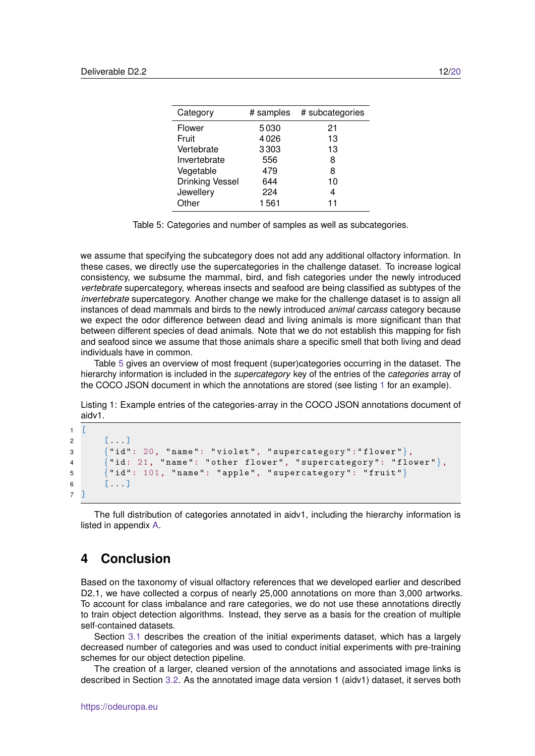| Category | # samples | # subcategories |
|---|---|---|
| Flower | 5 030 | 21 |
| Fruit | 4 026 | 13 |
| Vertebrate | 3 303 | 13 |
| Invertebrate | 556 | 8 |
| Vegetable | 479 | 8 |
| Drinking Vessel | 644 | 10 |
| Jewellery | 224 | 4 |
| Other | 1 561 | 11 |

Table 5: Categories and number of samples as well as subcategories.

we assume that specifying the subcategory does not add any additional olfactory information. In these cases, we directly use the supercategories in the challenge dataset. To increase logical consistency, we subsume the mammal, bird, and fish categories under the newly introduced *vertebrate* supercategory, whereas insects and seafood are being classified as subtypes of the *invertebrate* supercategory. Another change we make for the challenge dataset is to assign all instances of dead mammals and birds to the newly introduced *animal carcass* category because we expect the odor difference between dead and living animals is more significant than that between different species of dead animals. Note that we do not establish this mapping for fish and seafood since we assume that those animals share a specific smell that both living and dead individuals have in common.

Table 5 gives an overview of most frequent (super)categories occurring in the dataset. The hierarchy information is included in the *supercategory* key of the entries of the *categories* array of the COCO JSON document in which the annotations are stored (see listing 1 for an example).

Listing 1: Example entries of the categories-array in the COCO JSON annotations document of aidv1.

```
[
    [...]
    {"id": 20, "name": "violet", "supercategory":"flower"},
    {"id: 21, "name": "other flower", "supercategory": "flower"},
    {"id": 101, "name": "apple", "supercategory": "fruit"}
    [...]
]
```

The full distribution of categories annotated in aidv1, including the hierarchy information is listed in appendix A.

## 4 Conclusion

Based on the taxonomy of visual olfactory references that we developed earlier and described D2.1, we have collected a corpus of nearly 25,000 annotations on more than 3,000 artworks. To account for class imbalance and rare categories, we do not use these annotations directly to train object detection algorithms. Instead, they serve as a basis for the creation of multiple self-contained datasets.

Section 3.1 describes the creation of the initial experiments dataset, which has a largely decreased number of categories and was used to conduct initial experiments with pre-training schemes for our object detection pipeline.

The creation of a larger, cleaned version of the annotations and associated image links is described in Section 3.2. As the annotated image data version 1 (aidv1) dataset, it serves both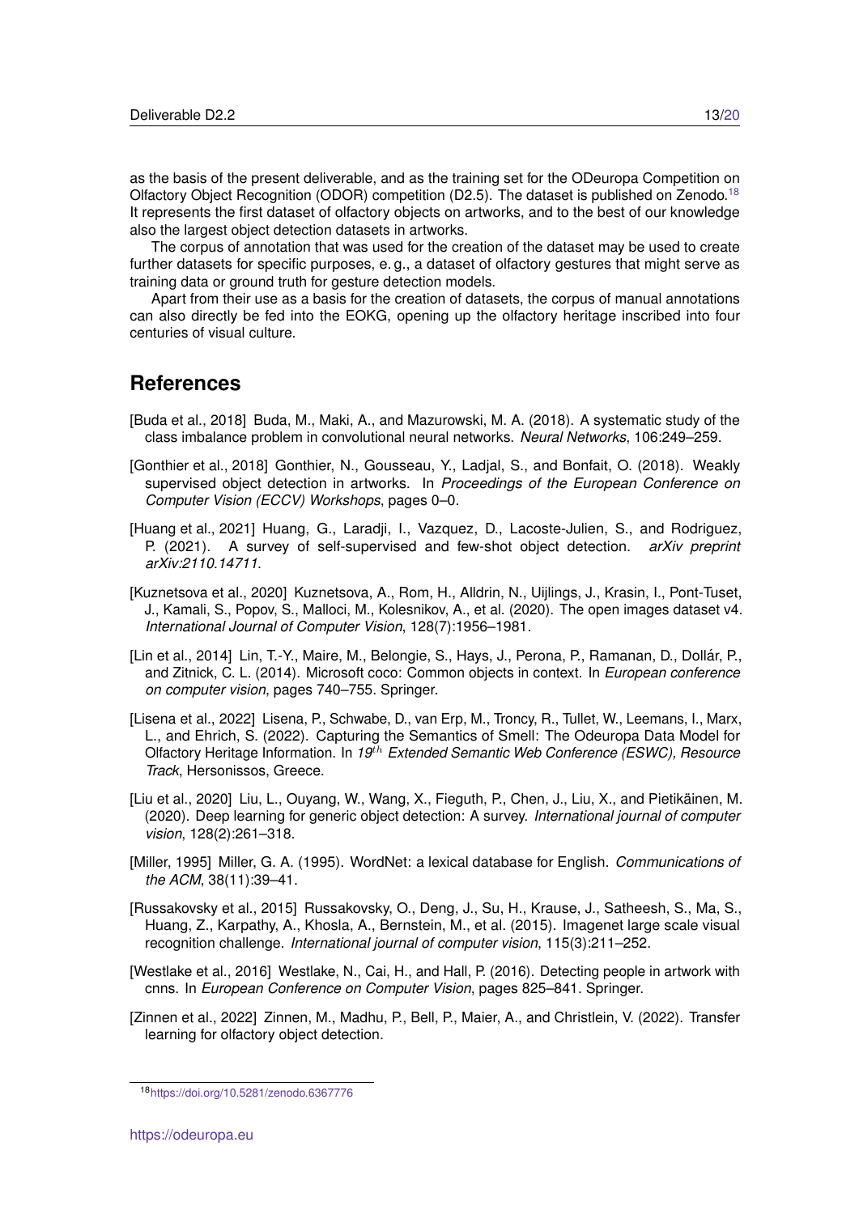as the basis of the present deliverable, and as the training set for the ODeuropa Competition on Olfactory Object Recognition (ODOR) competition (D2.5). The dataset is published on Zenodo.[18] It represents the first dataset of olfactory objects on artworks, and to the best of our knowledge also the largest object detection datasets in artworks.

The corpus of annotation that was used for the creation of the dataset may be used to create further datasets for specific purposes, e. g., a dataset of olfactory gestures that might serve as training data or ground truth for gesture detection models.

Apart from their use as a basis for the creation of datasets, the corpus of manual annotations can also directly be fed into the EOKG, opening up the olfactory heritage inscribed into four centuries of visual culture.

## References

[Buda et al., 2018] Buda, M., Maki, A., and Mazurowski, M. A. (2018). A systematic study of the class imbalance problem in convolutional neural networks. *Neural Networks*, 106:249–259.

[Gonthier et al., 2018] Gonthier, N., Gousseau, Y., Ladjal, S., and Bonfait, O. (2018). Weakly supervised object detection in artworks. In *Proceedings of the European Conference on Computer Vision (ECCV) Workshops*, pages 0–0.

[Huang et al., 2021] Huang, G., Laradji, I., Vazquez, D., Lacoste-Julien, S., and Rodriguez, P. (2021). A survey of self-supervised and few-shot object detection. *arXiv preprint arXiv:2110.14711*.

[Kuznetsova et al., 2020] Kuznetsova, A., Rom, H., Alldrin, N., Uijlings, J., Krasin, I., Pont-Tuset, J., Kamali, S., Popov, S., Malloci, M., Kolesnikov, A., et al. (2020). The open images dataset v4. *International Journal of Computer Vision*, 128(7):1956–1981.

[Lin et al., 2014] Lin, T.-Y., Maire, M., Belongie, S., Hays, J., Perona, P., Ramanan, D., Dollár, P., and Zitnick, C. L. (2014). Microsoft coco: Common objects in context. In *European conference on computer vision*, pages 740–755. Springer.

[Lisena et al., 2022] Lisena, P., Schwabe, D., van Erp, M., Troncy, R., Tullet, W., Leemans, I., Marx, L., and Ehrich, S. (2022). Capturing the Semantics of Smell: The Odeuropa Data Model for Olfactory Heritage Information. In *19$^{th}$ Extended Semantic Web Conference (ESWC), Resource Track*, Hersonissos, Greece.

[Liu et al., 2020] Liu, L., Ouyang, W., Wang, X., Fieguth, P., Chen, J., Liu, X., and Pietikäinen, M. (2020). Deep learning for generic object detection: A survey. *International journal of computer vision*, 128(2):261–318.

[Miller, 1995] Miller, G. A. (1995). WordNet: a lexical database for English. *Communications of the ACM*, 38(11):39–41.

[Russakovsky et al., 2015] Russakovsky, O., Deng, J., Su, H., Krause, J., Satheesh, S., Ma, S., Huang, Z., Karpathy, A., Khosla, A., Bernstein, M., et al. (2015). Imagenet large scale visual recognition challenge. *International journal of computer vision*, 115(3):211–252.

[Westlake et al., 2016] Westlake, N., Cai, H., and Hall, P. (2016). Detecting people in artwork with cnns. In *European Conference on Computer Vision*, pages 825–841. Springer.

[Zinnen et al., 2022] Zinnen, M., Madhu, P., Bell, P., Maier, A., and Christlein, V. (2022). Transfer learning for olfactory object detection.

[18] https://doi.org/10.5281/zenodo.6367776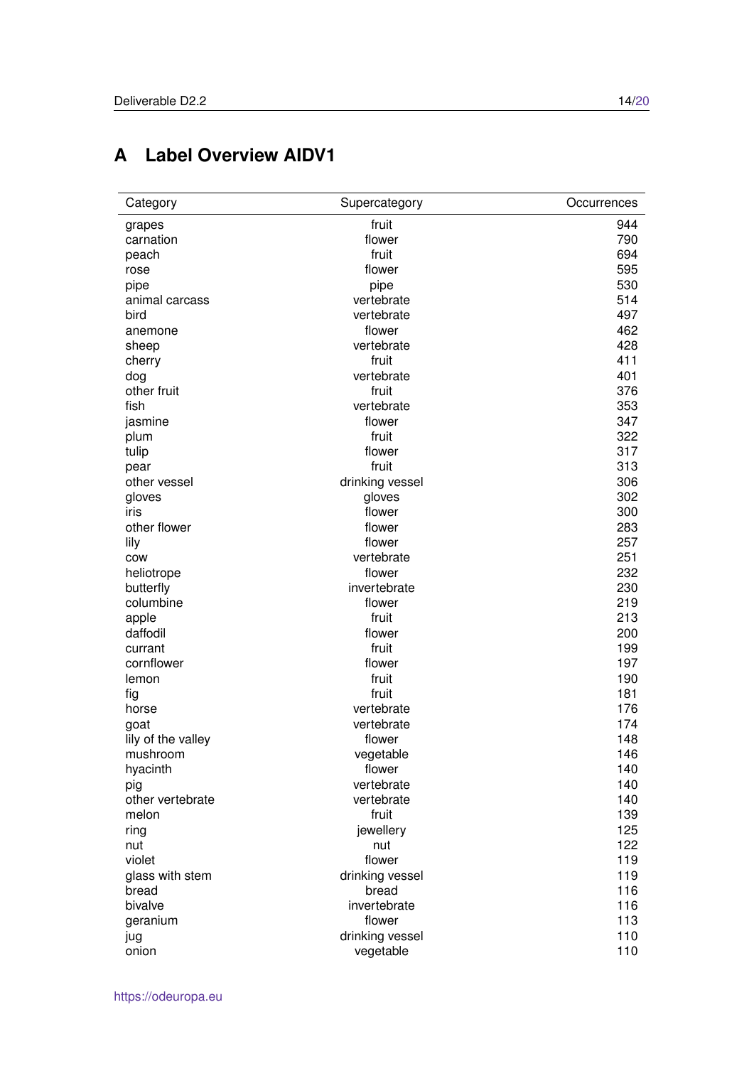# A Label Overview AIDV1

| Category | Supercategory | Occurrences |
|---|---|---|
| grapes | fruit | 944 |
| carnation | flower | 790 |
| peach | fruit | 694 |
| rose | flower | 595 |
| pipe | pipe | 530 |
| animal carcass | vertebrate | 514 |
| bird | vertebrate | 497 |
| anemone | flower | 462 |
| sheep | vertebrate | 428 |
| cherry | fruit | 411 |
| dog | vertebrate | 401 |
| other fruit | fruit | 376 |
| fish | vertebrate | 353 |
| jasmine | flower | 347 |
| plum | fruit | 322 |
| tulip | flower | 317 |
| pear | fruit | 313 |
| other vessel | drinking vessel | 306 |
| gloves | gloves | 302 |
| iris | flower | 300 |
| other flower | flower | 283 |
| lily | flower | 257 |
| cow | vertebrate | 251 |
| heliotrope | flower | 232 |
| butterfly | invertebrate | 230 |
| columbine | flower | 219 |
| apple | fruit | 213 |
| daffodil | flower | 200 |
| currant | fruit | 199 |
| cornflower | flower | 197 |
| lemon | fruit | 190 |
| fig | fruit | 181 |
| horse | vertebrate | 176 |
| goat | vertebrate | 174 |
| lily of the valley | flower | 148 |
| mushroom | vegetable | 146 |
| hyacinth | flower | 140 |
| pig | vertebrate | 140 |
| other vertebrate | vertebrate | 140 |
| melon | fruit | 139 |
| ring | jewellery | 125 |
| nut | nut | 122 |
| violet | flower | 119 |
| glass with stem | drinking vessel | 119 |
| bread | bread | 116 |
| bivalve | invertebrate | 116 |
| geranium | flower | 113 |
| jug | drinking vessel | 110 |
| onion | vegetable | 110 |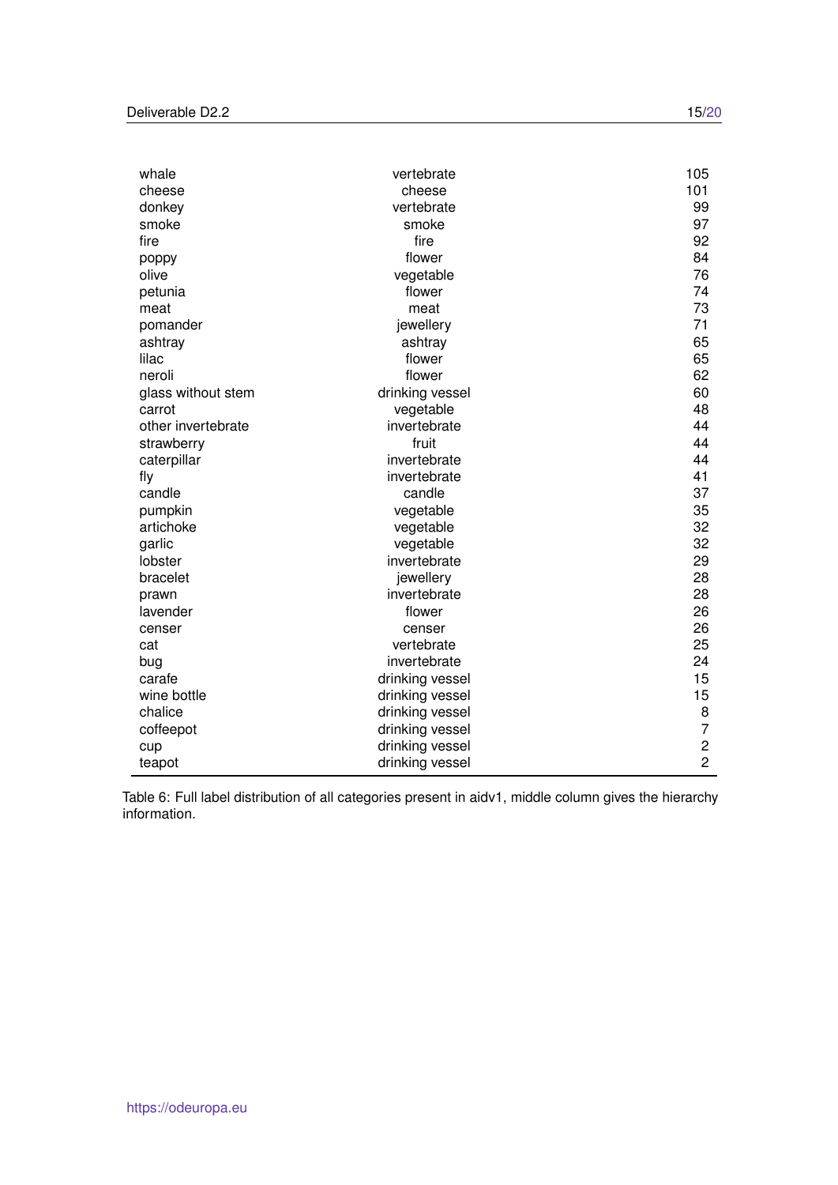| | | |
|---|---|---|
| whale | vertebrate | 105 |
| cheese | cheese | 101 |
| donkey | vertebrate | 99 |
| smoke | smoke | 97 |
| fire | fire | 92 |
| poppy | flower | 84 |
| olive | vegetable | 76 |
| petunia | flower | 74 |
| meat | meat | 73 |
| pomander | jewellery | 71 |
| ashtray | ashtray | 65 |
| lilac | flower | 65 |
| neroli | flower | 62 |
| glass without stem | drinking vessel | 60 |
| carrot | vegetable | 48 |
| other invertebrate | invertebrate | 44 |
| strawberry | fruit | 44 |
| caterpillar | invertebrate | 44 |
| fly | invertebrate | 41 |
| candle | candle | 37 |
| pumpkin | vegetable | 35 |
| artichoke | vegetable | 32 |
| garlic | vegetable | 32 |
| lobster | invertebrate | 29 |
| bracelet | jewellery | 28 |
| prawn | invertebrate | 28 |
| lavender | flower | 26 |
| censer | censer | 26 |
| cat | vertebrate | 25 |
| bug | invertebrate | 24 |
| carafe | drinking vessel | 15 |
| wine bottle | drinking vessel | 15 |
| chalice | drinking vessel | 8 |
| coffeepot | drinking vessel | 7 |
| cup | drinking vessel | 2 |
| teapot | drinking vessel | 2 |

Table 6: Full label distribution of all categories present in aidv1, middle column gives the hierarchy information.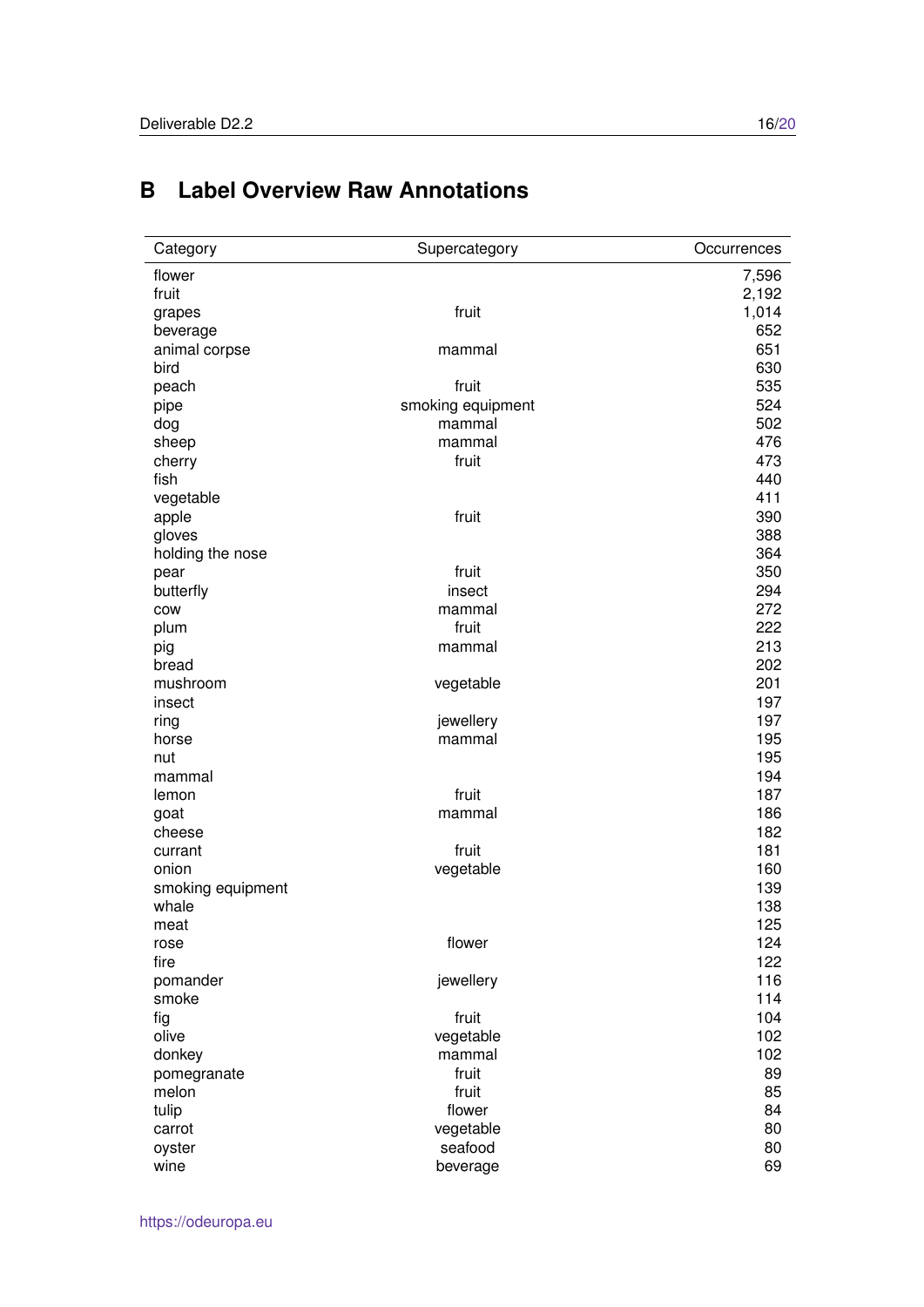# B Label Overview Raw Annotations

| Category | Supercategory | Occurrences |
|---|---|---|
| flower | | 7,596 |
| fruit | | 2,192 |
| grapes | fruit | 1,014 |
| beverage | | 652 |
| animal corpse | mammal | 651 |
| bird | | 630 |
| peach | fruit | 535 |
| pipe | smoking equipment | 524 |
| dog | mammal | 502 |
| sheep | mammal | 476 |
| cherry | fruit | 473 |
| fish | | 440 |
| vegetable | | 411 |
| apple | fruit | 390 |
| gloves | | 388 |
| holding the nose | | 364 |
| pear | fruit | 350 |
| butterfly | insect | 294 |
| cow | mammal | 272 |
| plum | fruit | 222 |
| pig | mammal | 213 |
| bread | | 202 |
| mushroom | vegetable | 201 |
| insect | | 197 |
| ring | jewellery | 197 |
| horse | mammal | 195 |
| nut | | 195 |
| mammal | | 194 |
| lemon | fruit | 187 |
| goat | mammal | 186 |
| cheese | | 182 |
| currant | fruit | 181 |
| onion | vegetable | 160 |
| smoking equipment | | 139 |
| whale | | 138 |
| meat | | 125 |
| rose | flower | 124 |
| fire | | 122 |
| pomander | jewellery | 116 |
| smoke | | 114 |
| fig | fruit | 104 |
| olive | vegetable | 102 |
| donkey | mammal | 102 |
| pomegranate | fruit | 89 |
| melon | fruit | 85 |
| tulip | flower | 84 |
| carrot | vegetable | 80 |
| oyster | seafood | 80 |
| wine | beverage | 69 |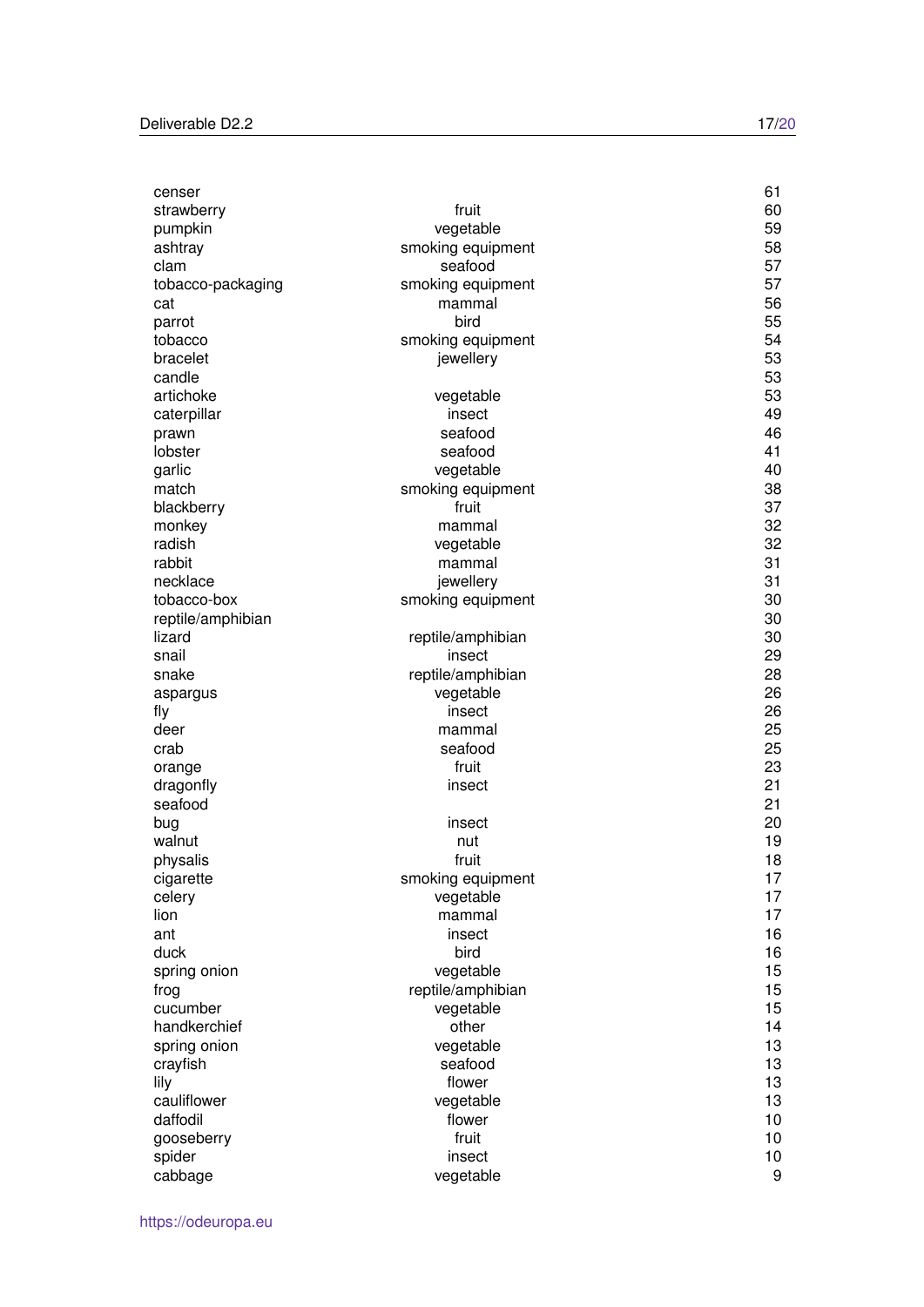| | | |
|---|---|---|
| censer | | 61 |
| strawberry | fruit | 60 |
| pumpkin | vegetable | 59 |
| ashtray | smoking equipment | 58 |
| clam | seafood | 57 |
| tobacco-packaging | smoking equipment | 57 |
| cat | mammal | 56 |
| parrot | bird | 55 |
| tobacco | smoking equipment | 54 |
| bracelet | jewellery | 53 |
| candle | | 53 |
| artichoke | vegetable | 53 |
| caterpillar | insect | 49 |
| prawn | seafood | 46 |
| lobster | seafood | 41 |
| garlic | vegetable | 40 |
| match | smoking equipment | 38 |
| blackberry | fruit | 37 |
| monkey | mammal | 32 |
| radish | vegetable | 32 |
| rabbit | mammal | 31 |
| necklace | jewellery | 31 |
| tobacco-box | smoking equipment | 30 |
| reptile/amphibian | | 30 |
| lizard | reptile/amphibian | 30 |
| snail | insect | 29 |
| snake | reptile/amphibian | 28 |
| aspargus | vegetable | 26 |
| fly | insect | 26 |
| deer | mammal | 25 |
| crab | seafood | 25 |
| orange | fruit | 23 |
| dragonfly | insect | 21 |
| seafood | | 21 |
| bug | insect | 20 |
| walnut | nut | 19 |
| physalis | fruit | 18 |
| cigarette | smoking equipment | 17 |
| celery | vegetable | 17 |
| lion | mammal | 17 |
| ant | insect | 16 |
| duck | bird | 16 |
| spring onion | vegetable | 15 |
| frog | reptile/amphibian | 15 |
| cucumber | vegetable | 15 |
| handkerchief | other | 14 |
| spring onion | vegetable | 13 |
| crayfish | seafood | 13 |
| lily | flower | 13 |
| cauliflower | vegetable | 13 |
| daffodil | flower | 10 |
| gooseberry | fruit | 10 |
| spider | insect | 10 |
| cabbage | vegetable | 9 |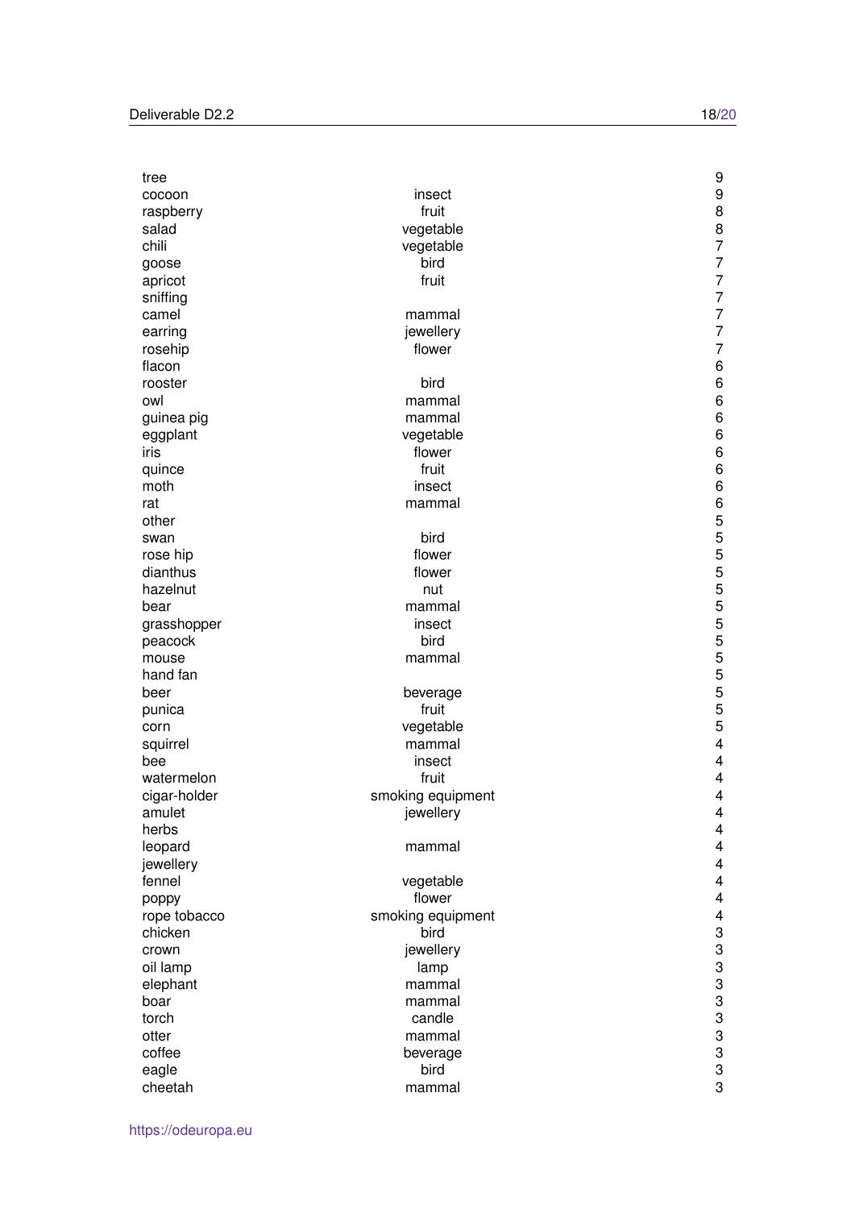| | | |
|---|---|---|
| tree | | 9 |
| cocoon | insect | 9 |
| raspberry | fruit | 8 |
| salad | vegetable | 8 |
| chili | vegetable | 7 |
| goose | bird | 7 |
| apricot | fruit | 7 |
| sniffing | | 7 |
| camel | mammal | 7 |
| earring | jewellery | 7 |
| rosehip | flower | 7 |
| flacon | | 6 |
| rooster | bird | 6 |
| owl | mammal | 6 |
| guinea pig | mammal | 6 |
| eggplant | vegetable | 6 |
| iris | flower | 6 |
| quince | fruit | 6 |
| moth | insect | 6 |
| rat | mammal | 6 |
| other | | 5 |
| swan | bird | 5 |
| rose hip | flower | 5 |
| dianthus | flower | 5 |
| hazelnut | nut | 5 |
| bear | mammal | 5 |
| grasshopper | insect | 5 |
| peacock | bird | 5 |
| mouse | mammal | 5 |
| hand fan | | 5 |
| beer | beverage | 5 |
| punica | fruit | 5 |
| corn | vegetable | 5 |
| squirrel | mammal | 4 |
| bee | insect | 4 |
| watermelon | fruit | 4 |
| cigar-holder | smoking equipment | 4 |
| amulet | jewellery | 4 |
| herbs | | 4 |
| leopard | mammal | 4 |
| jewellery | | 4 |
| fennel | vegetable | 4 |
| poppy | flower | 4 |
| rope tobacco | smoking equipment | 4 |
| chicken | bird | 3 |
| crown | jewellery | 3 |
| oil lamp | lamp | 3 |
| elephant | mammal | 3 |
| boar | mammal | 3 |
| torch | candle | 3 |
| otter | mammal | 3 |
| coffee | beverage | 3 |
| eagle | bird | 3 |
| cheetah | mammal | 3 |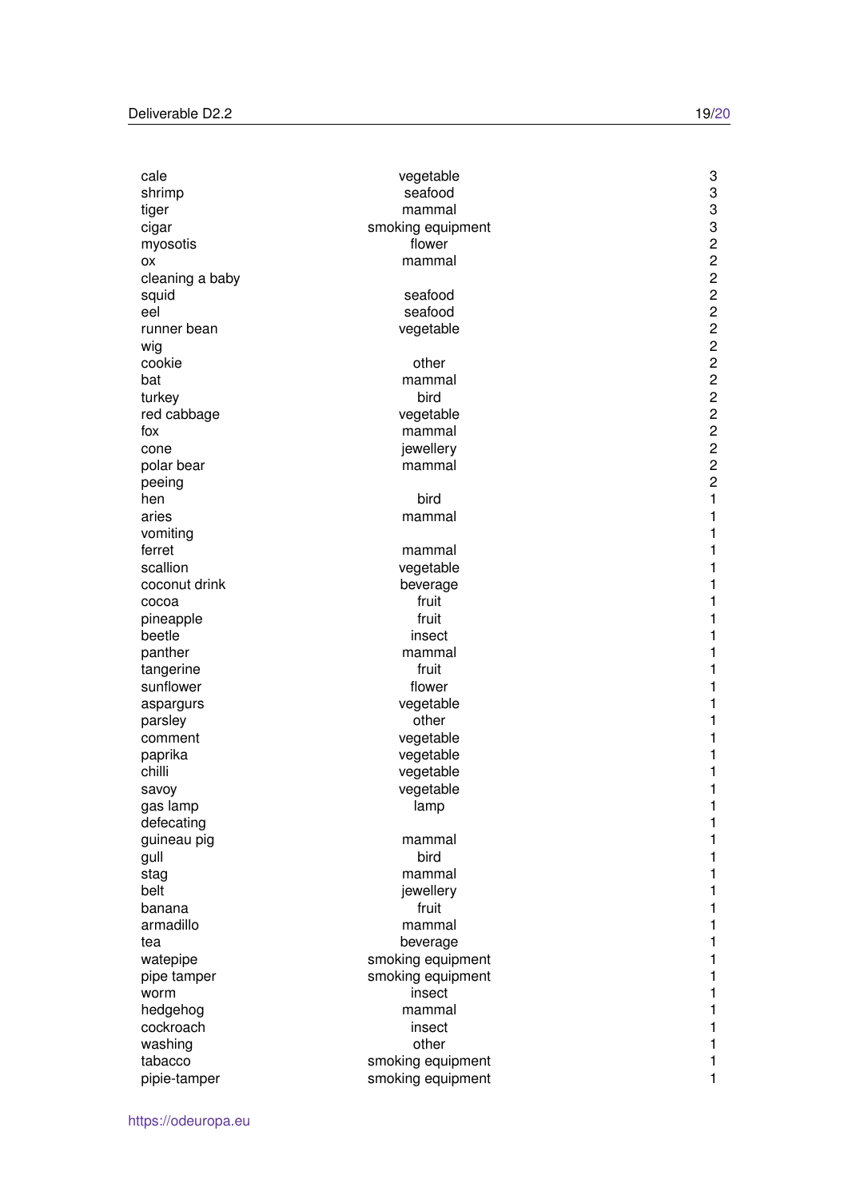| | | |
|---|---|---|
| cale | vegetable | 3 |
| shrimp | seafood | 3 |
| tiger | mammal | 3 |
| cigar | smoking equipment | 3 |
| myosotis | flower | 2 |
| ox | mammal | 2 |
| cleaning a baby | | 2 |
| squid | seafood | 2 |
| eel | seafood | 2 |
| runner bean | vegetable | 2 |
| wig | | 2 |
| cookie | other | 2 |
| bat | mammal | 2 |
| turkey | bird | 2 |
| red cabbage | vegetable | 2 |
| fox | mammal | 2 |
| cone | jewellery | 2 |
| polar bear | mammal | 2 |
| peeing | | 2 |
| hen | bird | 1 |
| aries | mammal | 1 |
| vomiting | | 1 |
| ferret | mammal | 1 |
| scallion | vegetable | 1 |
| coconut drink | beverage | 1 |
| cocoa | fruit | 1 |
| pineapple | fruit | 1 |
| beetle | insect | 1 |
| panther | mammal | 1 |
| tangerine | fruit | 1 |
| sunflower | flower | 1 |
| aspargurs | vegetable | 1 |
| parsley | other | 1 |
| comment | vegetable | 1 |
| paprika | vegetable | 1 |
| chilli | vegetable | 1 |
| savoy | vegetable | 1 |
| gas lamp | lamp | 1 |
| defecating | | 1 |
| guineau pig | mammal | 1 |
| gull | bird | 1 |
| stag | mammal | 1 |
| belt | jewellery | 1 |
| banana | fruit | 1 |
| armadillo | mammal | 1 |
| tea | beverage | 1 |
| watepipe | smoking equipment | 1 |
| pipe tamper | smoking equipment | 1 |
| worm | insect | 1 |
| hedgehog | mammal | 1 |
| cockroach | insect | 1 |
| washing | other | 1 |
| tabacco | smoking equipment | 1 |
| pipie-tamper | smoking equipment | 1 |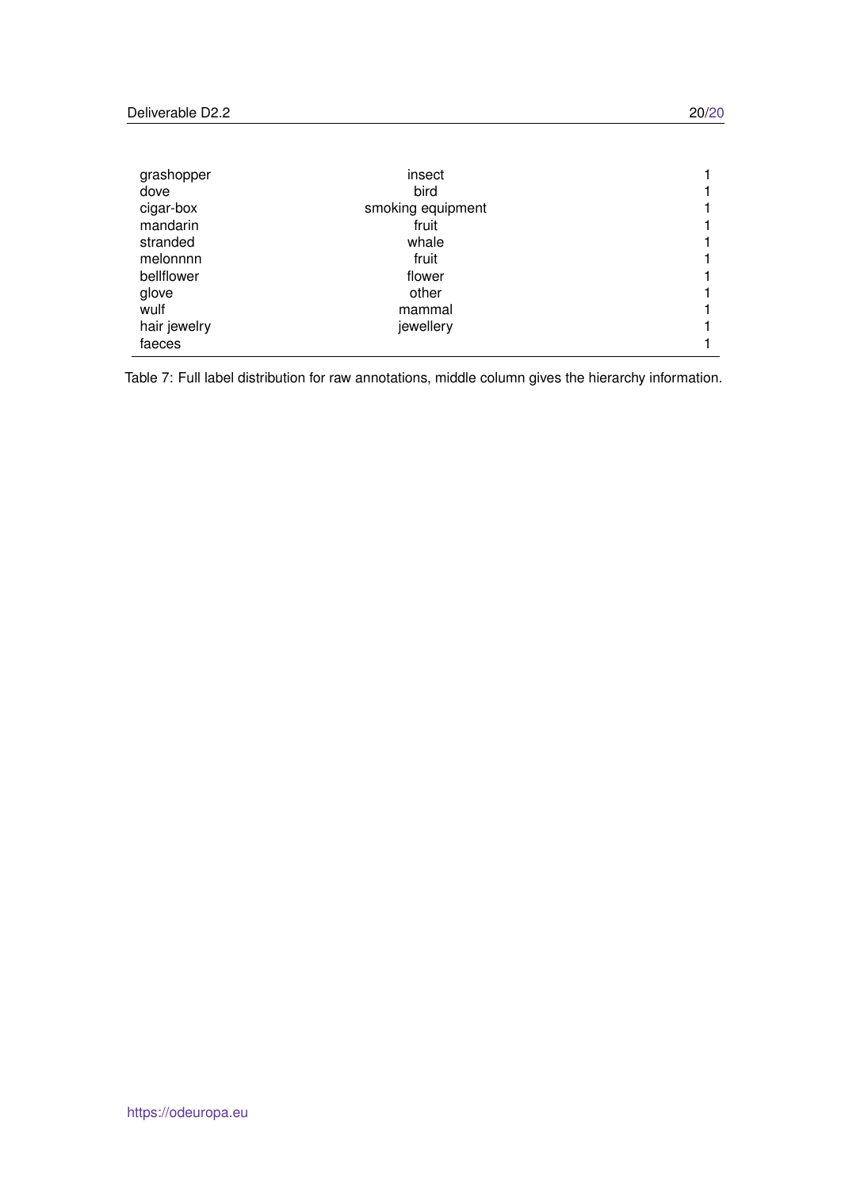| | | |
|---|---|---|
| grashopper | insect | 1 |
| dove | bird | 1 |
| cigar-box | smoking equipment | 1 |
| mandarin | fruit | 1 |
| stranded | whale | 1 |
| melonnnn | fruit | 1 |
| bellflower | flower | 1 |
| glove | other | 1 |
| wulf | mammal | 1 |
| hair jewelry | jewellery | 1 |
| faeces | | 1 |

Table 7: Full label distribution for raw annotations, middle column gives the hierarchy information.